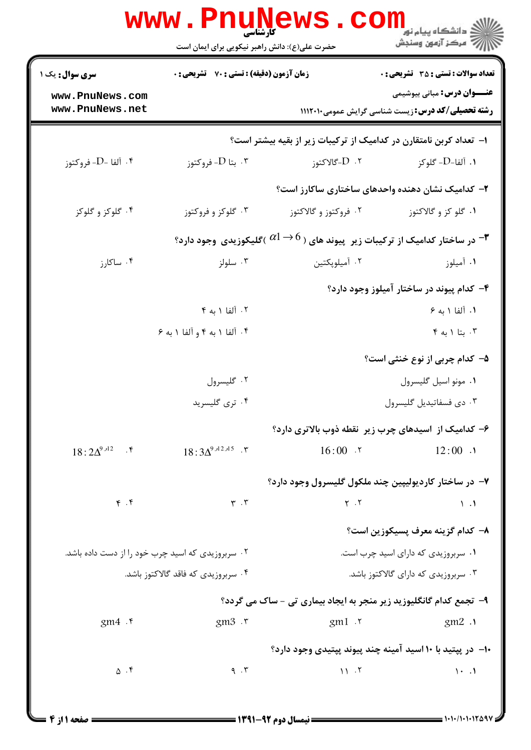کارشناسی

حضرت علی(ع): دانش راهبر نیکویی برای ایمان است

دانشگاه پیام نور
مرکز آزمون وسنجش

**سری سوال:** یک ۱ | **زمان آزمون (دقیقه) : تستی : ۷۰ تشریحی : ۰** | **تعداد سوالات : تستی : ۳۵ تشریحی : ۰**

**عنـــوان درس:** مبانی بیوشیمی

**رشته تحصیلی/کد درس:** زیست شناسی گرایش عمومی۱۱۱۲۰۱۰

**۱-** تعداد کربن نامتقارن در کدامیک از ترکیبات زیر از بقیه بیشتر است؟

۱. آلفا-D- گلوکز
۲. D-گالاکتوز
۳. بتا D- فروکتوز
۴. آلفا -D- فروکتوز

**۲-** کدامیک نشان دهنده واحدهای ساختاری ساکارز است؟

۱. گلو کز و گالاکتوز
۲. فروکتوز و گالاکتوز
۳. گلوکز و فروکتوز
۴. گلوکز و گلوکز

**۳-** در ساختار کدامیک از ترکیبات زیر پیوند های ( $\alpha 1 \rightarrow 6$ )گلیکوزیدی وجود دارد؟

۱. آمیلوز
۲. آمیلوپکتین
۳. سلولز
۴. ساکارز

**۴-** کدام پیوند در ساختار آمیلوز وجود دارد؟

۱. آلفا ۱ به ۶
۲. آلفا ۱ به ۴
۳. بتا ۱ به ۴
۴. آلفا ۱ به ۴ و آلفا ۱ به ۶

**۵-** کدام چربی از نوع خنثی است؟

۱. مونو اسیل گلیسرول
۲. گلیسرول
۳. دی فسفاتیدیل گلیسرول
۴. تری گلیسرید

**۶-** کدامیک از اسیدهای چرب زیر نقطه ذوب بالاتری دارد؟

۱. $12:00$
۲. $16:00$
۳. $18:3\Delta^{9,12,15}$
۴. $18:2\Delta^{9,12}$

**۷-** در ساختار کاردیولیپین چند ملکول گلیسرول وجود دارد؟

۱. ۱
۲. ۲
۳. ۳
۴. ۴

**۸-** کدام گزینه معرف پسیکوزین است؟

۱. سربروزیدی که دارای اسید چرب است.
۲. سربروزیدی که اسید چرب خود را از دست داده باشد.
۳. سربروزیدی که دارای گالاکتوز باشد.
۴. سربروزیدی که فاقد گالاکتوز باشد.

**۹-** تجمع کدام گانگلیوزید زیر منجر به ایجاد بیماری تی - ساک می گردد؟

۱. gm2
۲. gm1
۳. gm3
۴. gm4

**۱۰-** در پپتید با ۱۰ اسید آمینه چند پیوند پپتیدی وجود دارد؟

۱. ۱۰
۲. ۱۱
۳. ۹
۴. ۵

نیمسال دوم ۹۲-۱۳۹۱

۱۰۱۰/۱۰۱۰۱۲۵۹۷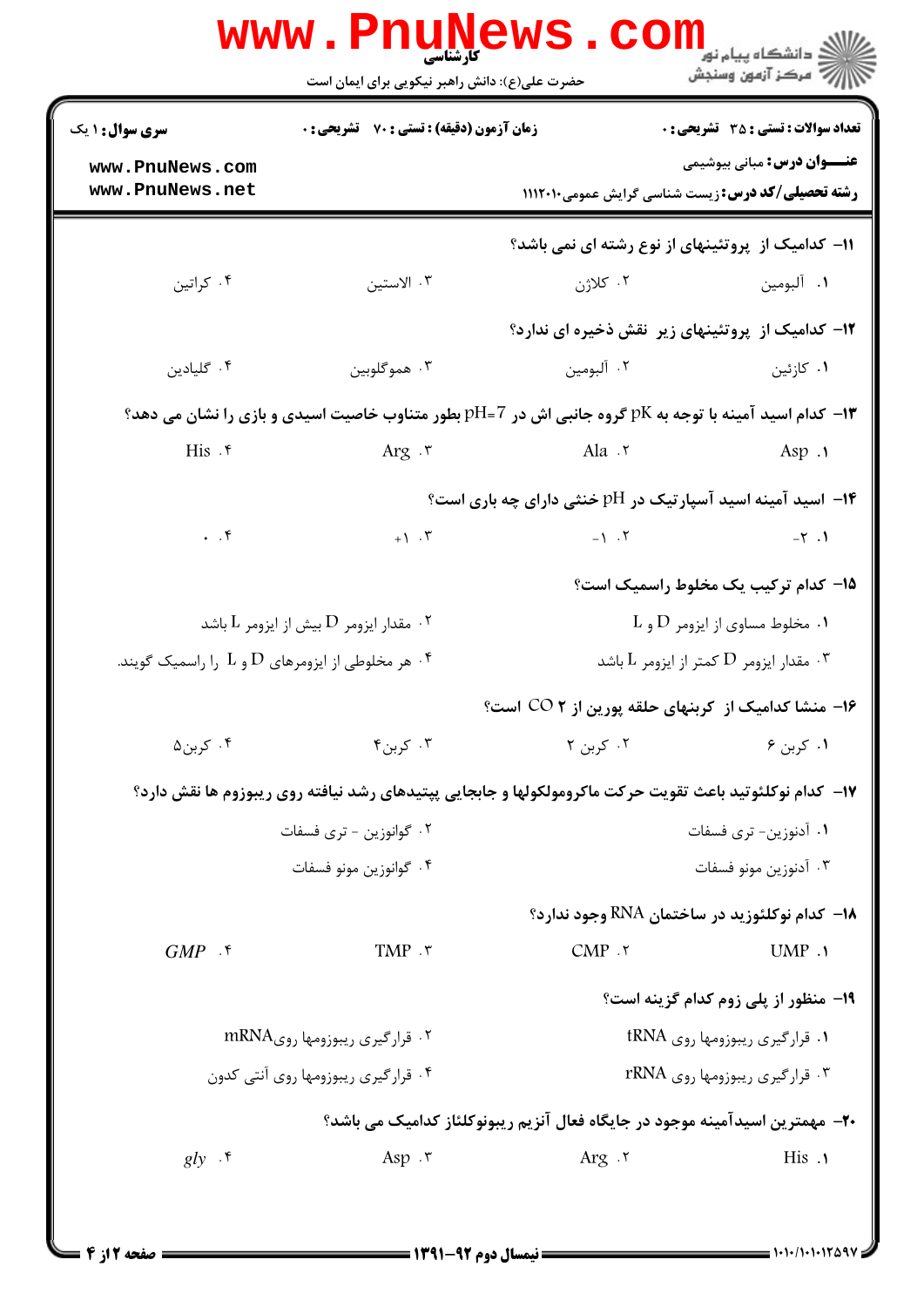۱۱- کدامیک از پروتئینهای از نوع رشته ای نمی باشد؟

۱. آلبومین
۲. کلاژن
۳. الاستین
۴. کراتین

۱۲- کدامیک از پروتئینهای زیر نقش ذخیره ای ندارد؟

۱. کازئین
۲. آلبومین
۳. هموگلوبین
۴. گلیادین

۱۳- کدام اسید آمینه با توجه به pK گروه جانبی اش در pH=7 بطور متناوب خاصیت اسیدی و بازی را نشان می دهد؟

۱. Asp
۲. Ala
۳. Arg
۴. His

۱۴- اسید آمینه اسید آسپارتیک در pH خنثی دارای چه باری است؟

۱. ۲-
۲. ۱-
۳. ۱+
۴. ۰

۱۵- کدام ترکیب یک مخلوط راسمیک است؟

۱. مخلوط مساوی از ایزومر D و L
۲. مقدار ایزومر D بیش از ایزومر L باشد
۳. مقدار ایزومر D کمتر از ایزومر L باشد
۴. هر مخلوطی از ایزومرهای D و L را راسمیک گویند.

۱۶- منشا کدامیک از کربنهای حلقه پورین از $CO_2$ است؟

۱. کربن ۶
۲. کربن ۲
۳. کربن۴
۴. کربن۵

۱۷- کدام نوکلئوتید باعث تقویت حرکت ماکرومولکولها و جابجایی پپتیدهای رشد نیافته روی ریبوزوم ها نقش دارد؟

۱. آدنوزین- تری فسفات
۲. گوانوزین - تری فسفات
۳. آدنوزین مونو فسفات
۴. گوانوزین مونو فسفات

۱۸- کدام نوکلئوزید در ساختمان RNA وجود ندارد؟

۱. UMP
۲. CMP
۳. TMP
۴. GMP

۱۹- منظور از پلی زوم کدام گزینه است؟

۱. قرارگیری ریبوزومها روی tRNA
۲. قرارگیری ریبوزومها رویmRNA
۳. قرارگیری ریبوزومها روی rRNA
۴. قرارگیری ریبوزومها روی آنتی کدون

۲۰- مهمترین اسیدآمینه موجود در جایگاه فعال آنزیم ریبونوکلئاز کدامیک می باشد؟

۱. His
۲. Arg
۳. Asp
۴. *gly*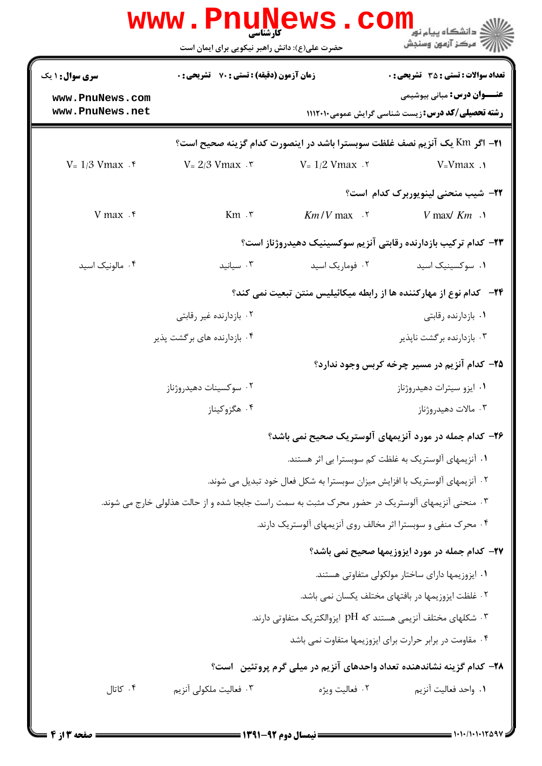۲۱- اگر Km یک آنزیم نصف غلظت سوبسترا باشد در اینصورت کدام گزینه صحیح است؟

۱. $V = V_{max}$
۲. $V = 1/2 \, V_{max}$
۳. $V = 2/3 \, V_{max}$
۴. $V = 1/3 \, V_{max}$

۲۲- شیب منحنی لینویوربرک کدام است؟

۱. $V_{max} / K_m$
۲. $K_m / V_{max}$
۳. $K_m$
۴. $V_{max}$

۲۳- کدام ترکیب بازدارنده رقابتی آنزیم سوکسینیک دهیدروژناز است؟

۱. سوکسینیک اسید
۲. فوماریک اسید
۳. سیانید
۴. مالونیک اسید

۲۴- کدام نوع از مهارکننده ها از رابطه میکائیلیس منتن تبعیت نمی کند؟

۱. بازدارنده رقابتی
۲. بازدارنده غیر رقابتی
۳. بازدارنده برگشت ناپذیر
۴. بازدارنده های برگشت پذیر

۲۵- کدام آنزیم در مسیر چرخه کربس وجود ندارد؟

۱. ایزو سیترات دهیدروژناز
۲. سوکسینات دهیدروژناز
۳. مالات دهیدروژناز
۴. هگزوکیناز

۲۶- کدام جمله در مورد آنزیمهای آلوستریک صحیح نمی باشد؟

۱. آنزیمهای آلوستریک به غلظت کم سوبسترا بی اثر هستند.
۲. آنزیمهای آلوستریک با افزایش میزان سوبسترا به شکل فعال خود تبدیل می شوند.
۳. منحنی آنزیمهای آلوستریک در حضور محرک مثبت به سمت راست جابجا شده و از حالت هذلولی خارج می شوند.
۴. محرک منفی و سوبسترا اثر مخالف روی آنزیمهای آلوستریک دارند.

۲۷- کدام جمله در مورد ایزوزیمها صحیح نمی باشد؟

۱. ایزوزیمها دارای ساختار مولکولی متفاوتی هستند.
۲. غلظت ایزوزیمها در بافتهای مختلف یکسان نمی باشد.
۳. شکلهای مختلف آنزیمی هستند که pH ایزوالکتریک متفاوتی دارند.
۴. مقاومت در برابر حرارت برای ایزوزیمها متفاوت نمی باشد

۲۸- کدام گزینه نشاندهنده تعداد واحدهای آنزیم در میلی گرم پروتئین است؟

۱. واحد فعالیت آنزیم
۲. فعالیت ویژه
۳. فعالیت ملکولی آنزیم
۴. کاتال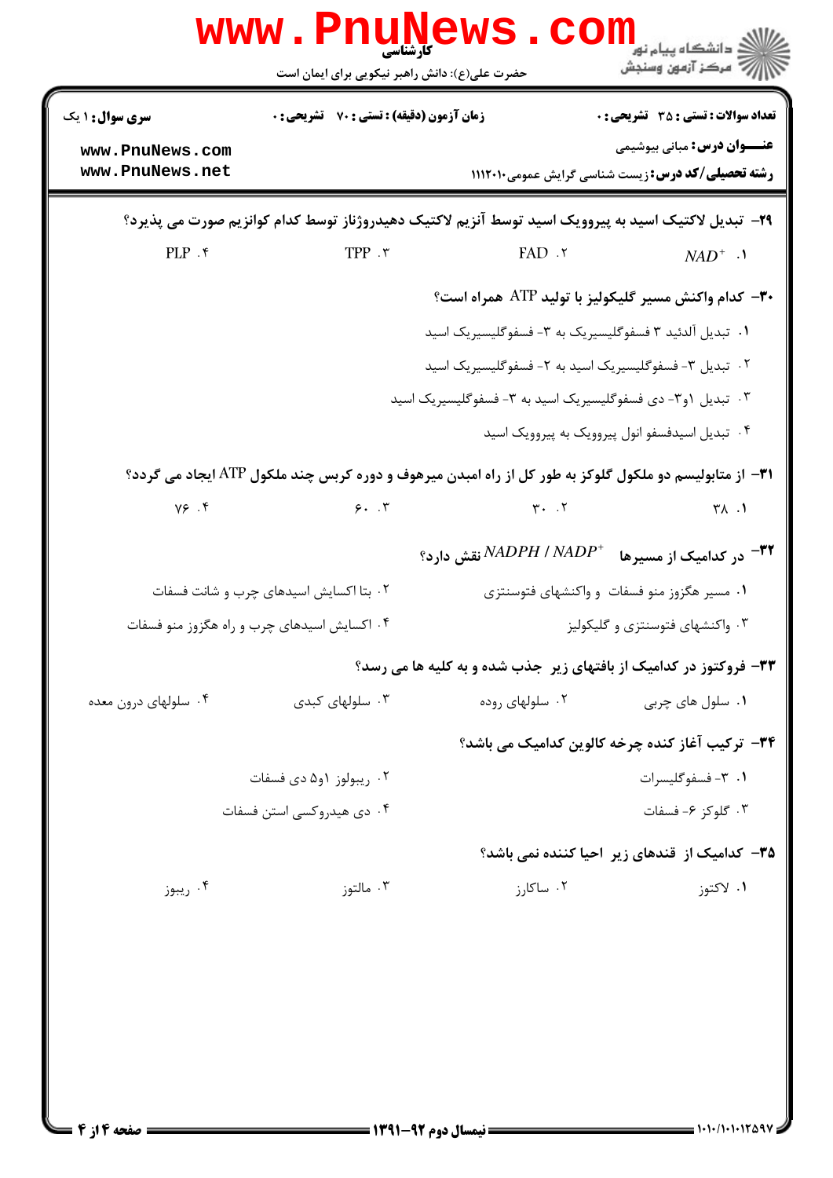۲۹- تبدیل لاکتیک اسید به پیروویک اسید توسط آنزیم لاکتیک دهیدروژناز توسط کدام کوانزیم صورت می پذیرد؟

۱. $NAD^+$
۲. FAD
۳. TPP
۴. PLP

۳۰- کدام واکنش مسیر گلیکولیز با تولید ATP همراه است؟

۱. تبدیل آلدئید ۳ فسفوگلیسیریک به ۳- فسفوگلیسیریک اسید
۲. تبدیل ۳- فسفوگلیسیریک اسید به ۲- فسفوگلیسیریک اسید
۳. تبدیل ۱و۳- دی فسفوگلیسیریک اسید به ۳- فسفوگلیسیریک اسید
۴. تبدیل اسیدفسفو انول پیروویک به پیروویک اسید

۳۱- از متابولیسم دو ملکول گلوکز به طور کل از راه امبدن میرهوف و دوره کربس چند ملکول ATP ایجاد می گردد؟

۱. ۳۸
۲. ۳۰
۳. ۶۰
۴. ۷۶

۳۲- در کدامیک از مسیرها $NADPH / NADP^+$ نقش دارد؟

۱. مسیر هگزوز منو فسفات و واکنشهای فتوسنتزی
۲. بتا اکسایش اسیدهای چرب و شانت فسفات
۳. واکنشهای فتوسنتزی و گلیکولیز
۴. اکسایش اسیدهای چرب و راه هگزوز منو فسفات

۳۳- فروکتوز در کدامیک از بافتهای زیر جذب شده و به کلیه ها می رسد؟

۱. سلول های چربی
۲. سلولهای روده
۳. سلولهای کبدی
۴. سلولهای درون معده

۳۴- ترکیب آغاز کننده چرخه کالوین کدامیک می باشد؟

۱. ۳-فسفوگلیسرات
۲. ریبولوز ۱و۵ دی فسفات
۳. گلوکز ۶- فسفات
۴. دی هیدروکسی استن فسفات

۳۵- کدامیک از قندهای زیر احیا کننده نمی باشد؟

۱. لاکتوز
۲. ساکارز
۳. مالتوز
۴. ریبوز